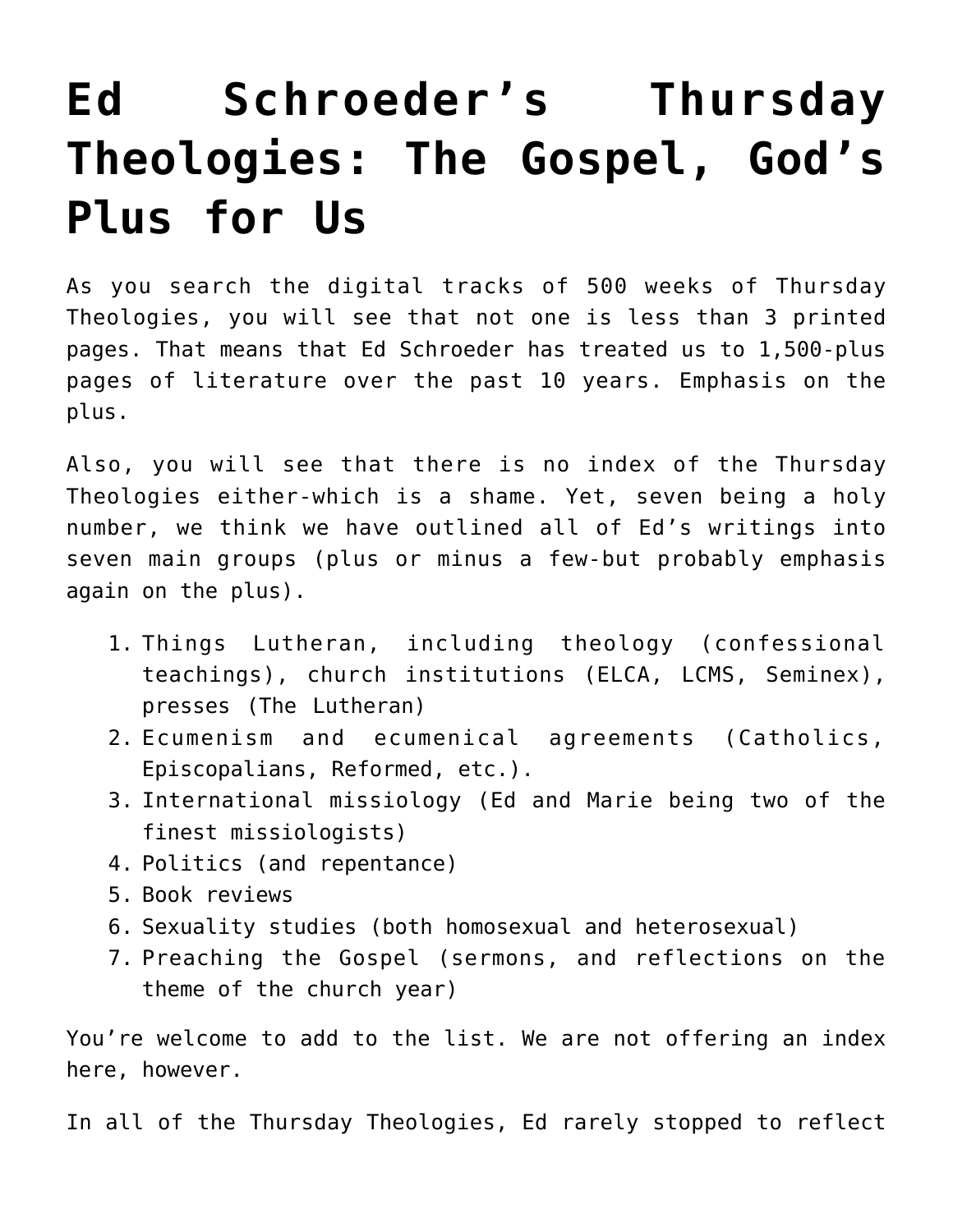# Ed Schroeder's Thursday Theologies: The Gospel, God's Plus for Us

As you search the digital tracks of 500 weeks of Thursday Theologies, you will see that not one is less than 3 printed pages. That means that Ed Schroeder has treated us to 1,500-plus pages of literature over the past 10 years. Emphasis on the plus.

Also, you will see that there is no index of the Thursday Theologies either-which is a shame. Yet, seven being a holy number, we think we have outlined all of Ed's writings into seven main groups (plus or minus a few-but probably emphasis again on the plus).

1. Things Lutheran, including theology (confessional teachings), church institutions (ELCA, LCMS, Seminex), presses (The Lutheran)
2. Ecumenism and ecumenical agreements (Catholics, Episcopalians, Reformed, etc.).
3. International missiology (Ed and Marie being two of the finest missiologists)
4. Politics (and repentance)
5. Book reviews
6. Sexuality studies (both homosexual and heterosexual)
7. Preaching the Gospel (sermons, and reflections on the theme of the church year)

You're welcome to add to the list. We are not offering an index here, however.

In all of the Thursday Theologies, Ed rarely stopped to reflect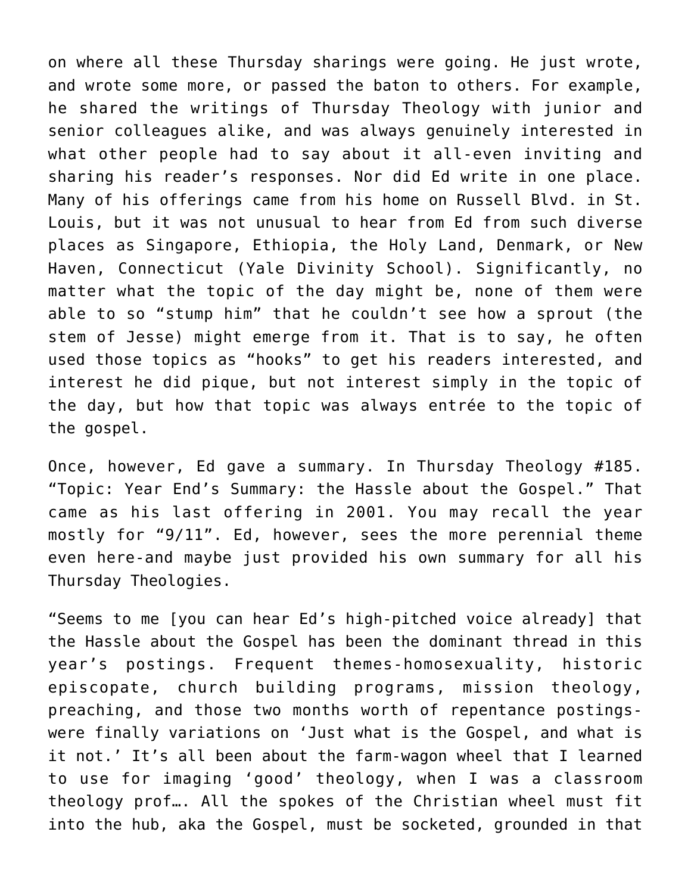on where all these Thursday sharings were going. He just wrote, and wrote some more, or passed the baton to others. For example, he shared the writings of Thursday Theology with junior and senior colleagues alike, and was always genuinely interested in what other people had to say about it all-even inviting and sharing his reader's responses. Nor did Ed write in one place. Many of his offerings came from his home on Russell Blvd. in St. Louis, but it was not unusual to hear from Ed from such diverse places as Singapore, Ethiopia, the Holy Land, Denmark, or New Haven, Connecticut (Yale Divinity School). Significantly, no matter what the topic of the day might be, none of them were able to so "stump him" that he couldn't see how a sprout (the stem of Jesse) might emerge from it. That is to say, he often used those topics as "hooks" to get his readers interested, and interest he did pique, but not interest simply in the topic of the day, but how that topic was always entrée to the topic of the gospel.

Once, however, Ed gave a summary. In Thursday Theology #185. "Topic: Year End's Summary: the Hassle about the Gospel." That came as his last offering in 2001. You may recall the year mostly for "9/11". Ed, however, sees the more perennial theme even here-and maybe just provided his own summary for all his Thursday Theologies.

"Seems to me [you can hear Ed's high-pitched voice already] that the Hassle about the Gospel has been the dominant thread in this year's postings. Frequent themes-homosexuality, historic episcopate, church building programs, mission theology, preaching, and those two months worth of repentance postings-were finally variations on 'Just what is the Gospel, and what is it not.' It's all been about the farm-wagon wheel that I learned to use for imaging 'good' theology, when I was a classroom theology prof…. All the spokes of the Christian wheel must fit into the hub, aka the Gospel, must be socketed, grounded in that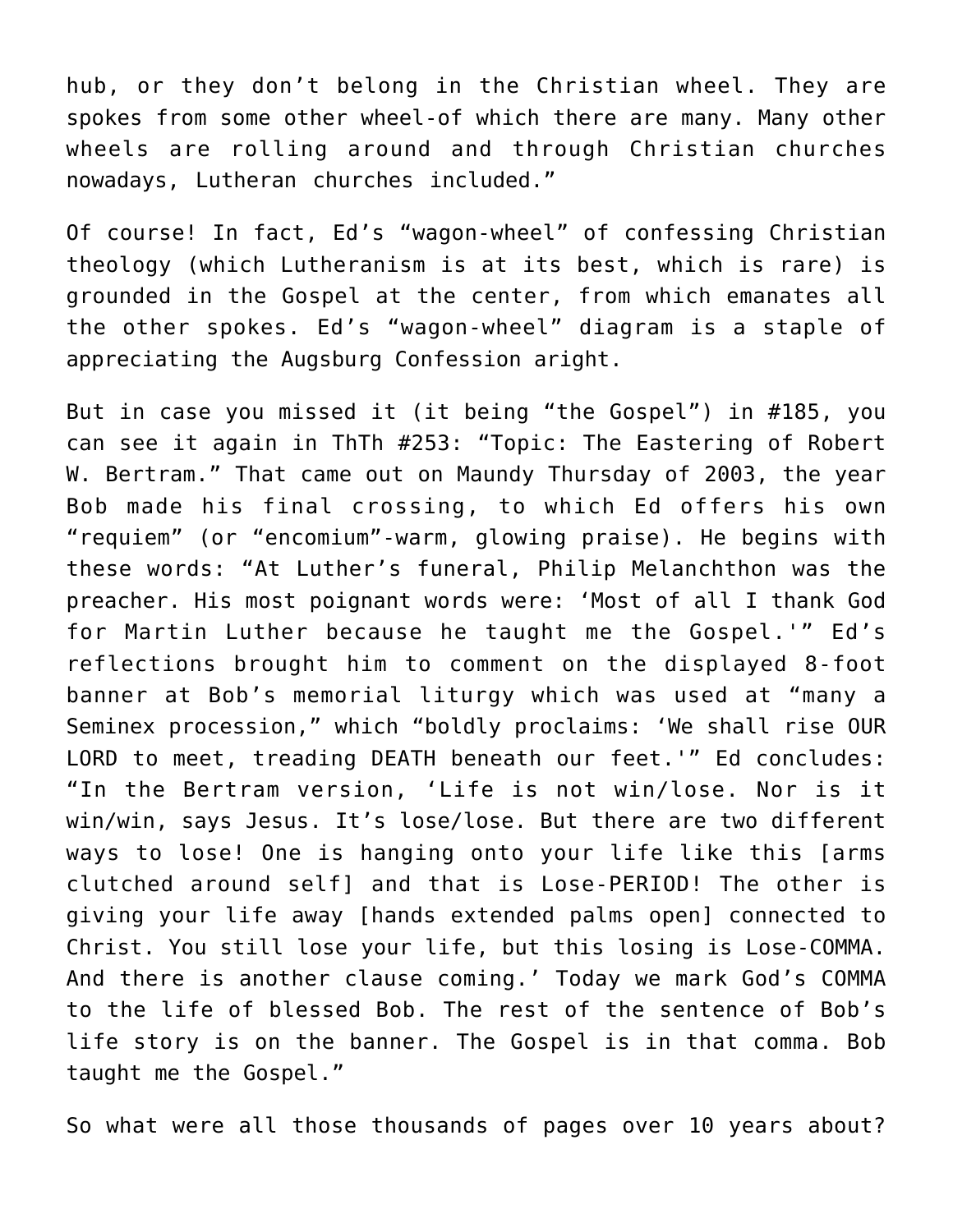hub, or they don't belong in the Christian wheel. They are spokes from some other wheel-of which there are many. Many other wheels are rolling around and through Christian churches nowadays, Lutheran churches included."

Of course! In fact, Ed's "wagon-wheel" of confessing Christian theology (which Lutheranism is at its best, which is rare) is grounded in the Gospel at the center, from which emanates all the other spokes. Ed's "wagon-wheel" diagram is a staple of appreciating the Augsburg Confession aright.

But in case you missed it (it being "the Gospel") in #185, you can see it again in ThTh #253: "Topic: The Eastering of Robert W. Bertram." That came out on Maundy Thursday of 2003, the year Bob made his final crossing, to which Ed offers his own "requiem" (or "encomium"-warm, glowing praise). He begins with these words: "At Luther's funeral, Philip Melanchthon was the preacher. His most poignant words were: 'Most of all I thank God for Martin Luther because he taught me the Gospel.'" Ed's reflections brought him to comment on the displayed 8-foot banner at Bob's memorial liturgy which was used at "many a Seminex procession," which "boldly proclaims: 'We shall rise OUR LORD to meet, treading DEATH beneath our feet.'" Ed concludes: "In the Bertram version, 'Life is not win/lose. Nor is it win/win, says Jesus. It's lose/lose. But there are two different ways to lose! One is hanging onto your life like this [arms clutched around self] and that is Lose-PERIOD! The other is giving your life away [hands extended palms open] connected to Christ. You still lose your life, but this losing is Lose-COMMA. And there is another clause coming.' Today we mark God's COMMA to the life of blessed Bob. The rest of the sentence of Bob's life story is on the banner. The Gospel is in that comma. Bob taught me the Gospel."

So what were all those thousands of pages over 10 years about?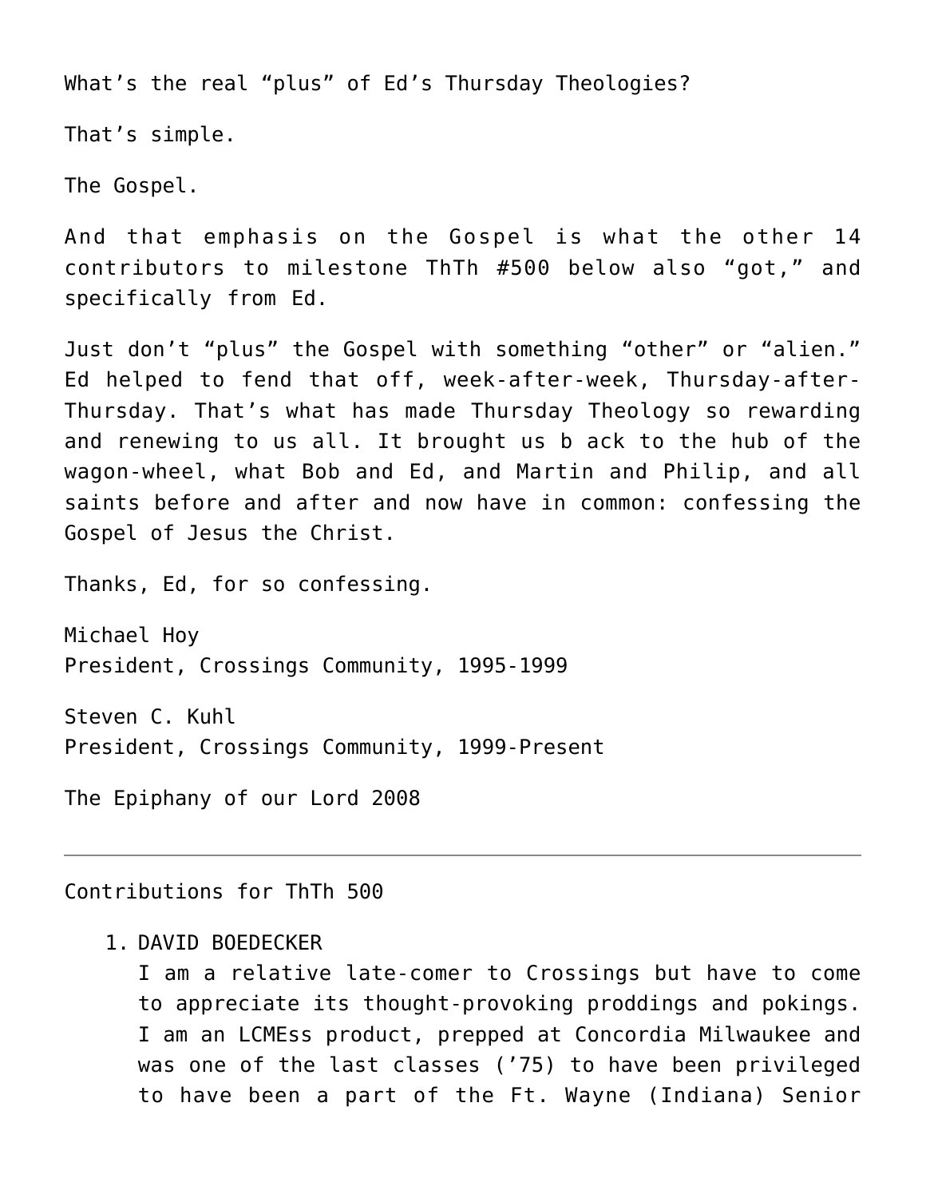What's the real "plus" of Ed's Thursday Theologies?

That's simple.

The Gospel.

And that emphasis on the Gospel is what the other 14 contributors to milestone ThTh #500 below also "got," and specifically from Ed.

Just don't "plus" the Gospel with something "other" or "alien." Ed helped to fend that off, week-after-week, Thursday-after-Thursday. That's what has made Thursday Theology so rewarding and renewing to us all. It brought us b ack to the hub of the wagon-wheel, what Bob and Ed, and Martin and Philip, and all saints before and after and now have in common: confessing the Gospel of Jesus the Christ.

Thanks, Ed, for so confessing.

Michael Hoy
President, Crossings Community, 1995-1999

Steven C. Kuhl
President, Crossings Community, 1999-Present

The Epiphany of our Lord 2008

---

Contributions for ThTh 500

1. DAVID BOEDECKER
   I am a relative late-comer to Crossings but have to come to appreciate its thought-provoking proddings and pokings. I am an LCMEss product, prepped at Concordia Milwaukee and was one of the last classes ('75) to have been privileged to have been a part of the Ft. Wayne (Indiana) Senior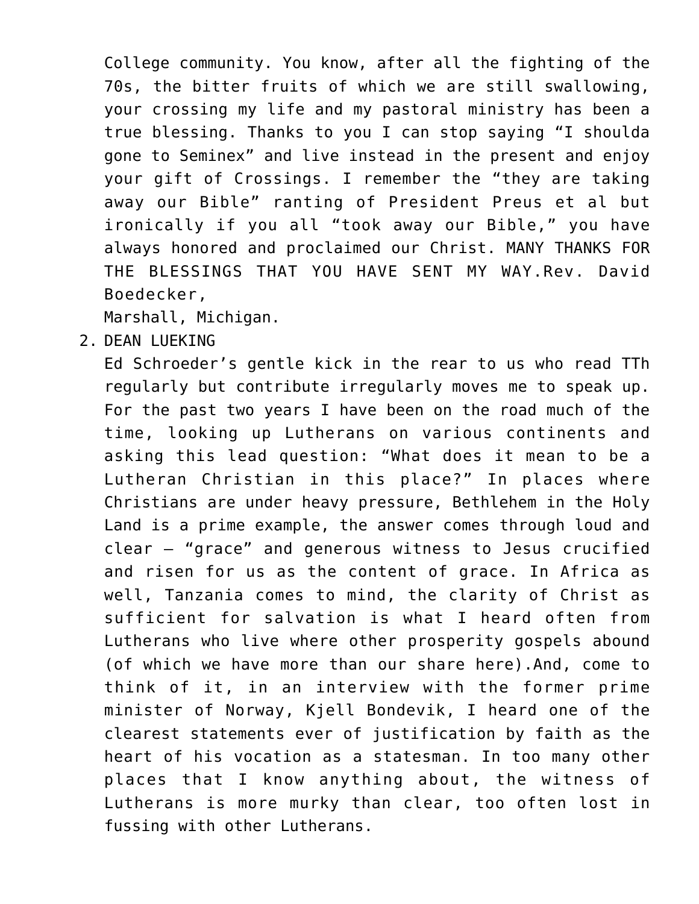College community. You know, after all the fighting of the 70s, the bitter fruits of which we are still swallowing, your crossing my life and my pastoral ministry has been a true blessing. Thanks to you I can stop saying "I shoulda gone to Seminex" and live instead in the present and enjoy your gift of Crossings. I remember the "they are taking away our Bible" ranting of President Preus et al but ironically if you all "took away our Bible," you have always honored and proclaimed our Christ. MANY THANKS FOR THE BLESSINGS THAT YOU HAVE SENT MY WAY.Rev. David Boedecker,
   Marshall, Michigan.

2. DEAN LUEKING
   Ed Schroeder's gentle kick in the rear to us who read TTh regularly but contribute irregularly moves me to speak up. For the past two years I have been on the road much of the time, looking up Lutherans on various continents and asking this lead question: "What does it mean to be a Lutheran Christian in this place?" In places where Christians are under heavy pressure, Bethlehem in the Holy Land is a prime example, the answer comes through loud and clear – "grace" and generous witness to Jesus crucified and risen for us as the content of grace. In Africa as well, Tanzania comes to mind, the clarity of Christ as sufficient for salvation is what I heard often from Lutherans who live where other prosperity gospels abound (of which we have more than our share here).And, come to think of it, in an interview with the former prime minister of Norway, Kjell Bondevik, I heard one of the clearest statements ever of justification by faith as the heart of his vocation as a statesman. In too many other places that I know anything about, the witness of Lutherans is more murky than clear, too often lost in fussing with other Lutherans.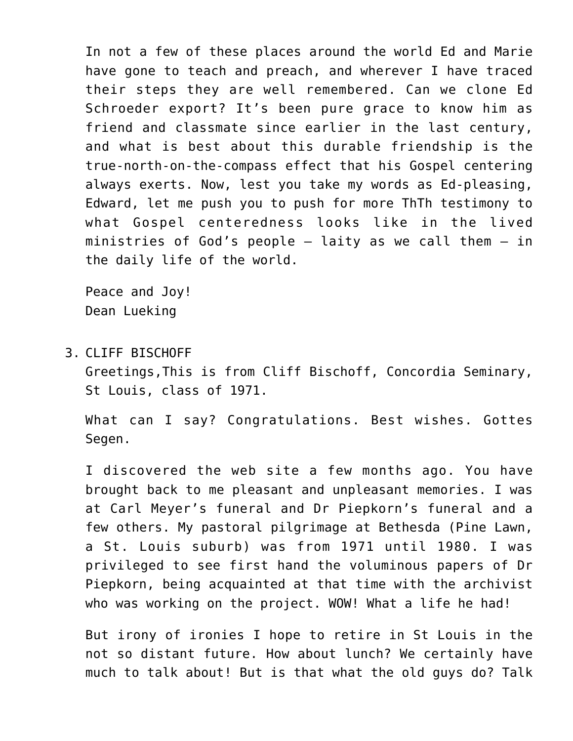In not a few of these places around the world Ed and Marie have gone to teach and preach, and wherever I have traced their steps they are well remembered. Can we clone Ed Schroeder export? It's been pure grace to know him as friend and classmate since earlier in the last century, and what is best about this durable friendship is the true-north-on-the-compass effect that his Gospel centering always exerts. Now, lest you take my words as Ed-pleasing, Edward, let me push you to push for more ThTh testimony to what Gospel centeredness looks like in the lived ministries of God's people – laity as we call them – in the daily life of the world.

Peace and Joy!
Dean Lueking

3. CLIFF BISCHOFF
   Greetings,This is from Cliff Bischoff, Concordia Seminary, St Louis, class of 1971.

   What can I say? Congratulations. Best wishes. Gottes Segen.

   I discovered the web site a few months ago. You have brought back to me pleasant and unpleasant memories. I was at Carl Meyer's funeral and Dr Piepkorn's funeral and a few others. My pastoral pilgrimage at Bethesda (Pine Lawn, a St. Louis suburb) was from 1971 until 1980. I was privileged to see first hand the voluminous papers of Dr Piepkorn, being acquainted at that time with the archivist who was working on the project. WOW! What a life he had!

   But irony of ironies I hope to retire in St Louis in the not so distant future. How about lunch? We certainly have much to talk about! But is that what the old guys do? Talk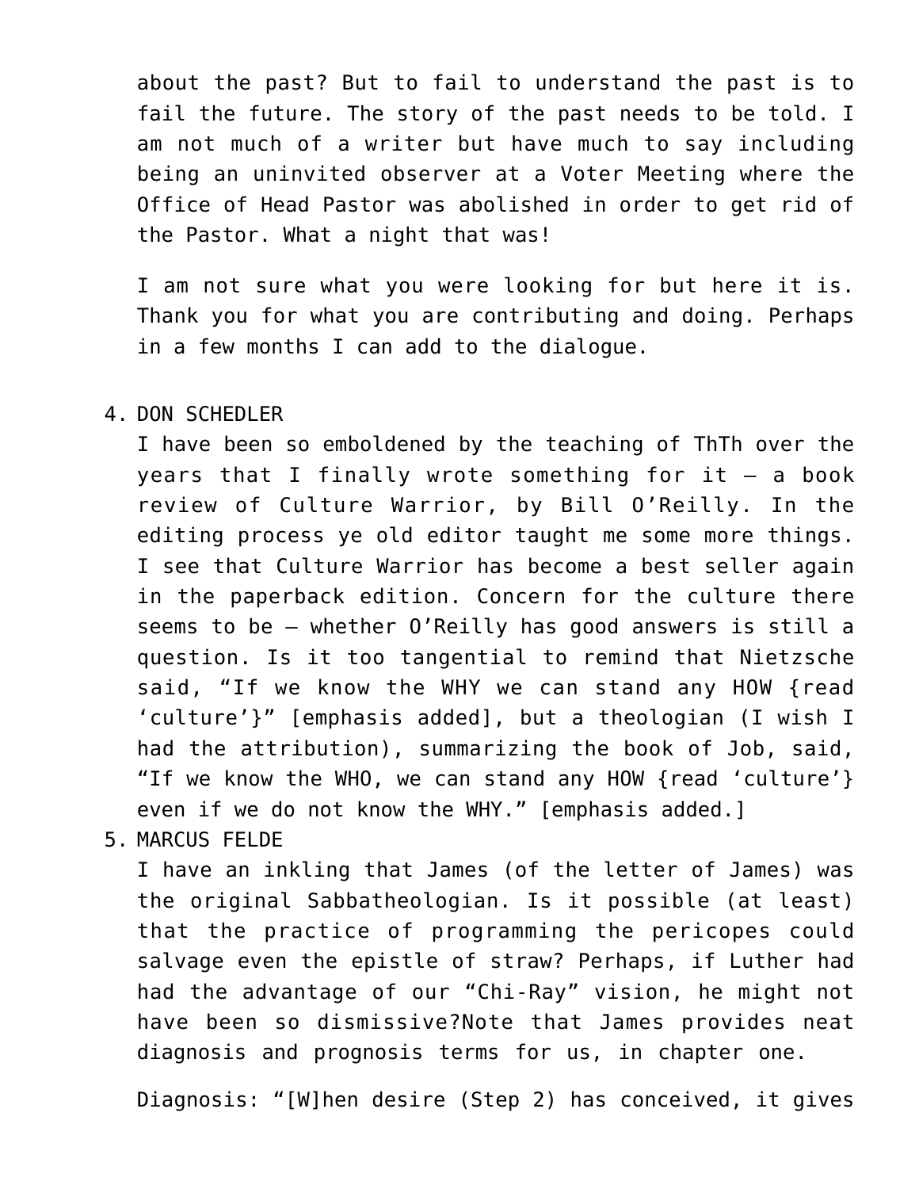about the past? But to fail to understand the past is to fail the future. The story of the past needs to be told. I am not much of a writer but have much to say including being an uninvited observer at a Voter Meeting where the Office of Head Pastor was abolished in order to get rid of the Pastor. What a night that was!

I am not sure what you were looking for but here it is. Thank you for what you are contributing and doing. Perhaps in a few months I can add to the dialogue.

4. DON SCHEDLER
I have been so emboldened by the teaching of ThTh over the years that I finally wrote something for it – a book review of Culture Warrior, by Bill O'Reilly. In the editing process ye old editor taught me some more things. I see that Culture Warrior has become a best seller again in the paperback edition. Concern for the culture there seems to be – whether O'Reilly has good answers is still a question. Is it too tangential to remind that Nietzsche said, "If we know the WHY we can stand any HOW {read 'culture'}" [emphasis added], but a theologian (I wish I had the attribution), summarizing the book of Job, said, "If we know the WHO, we can stand any HOW {read 'culture'} even if we do not know the WHY." [emphasis added.]
5. MARCUS FELDE
I have an inkling that James (of the letter of James) was the original Sabbatheologian. Is it possible (at least) that the practice of programming the pericopes could salvage even the epistle of straw? Perhaps, if Luther had had the advantage of our "Chi-Ray" vision, he might not have been so dismissive?Note that James provides neat diagnosis and prognosis terms for us, in chapter one.

   Diagnosis: "[W]hen desire (Step 2) has conceived, it gives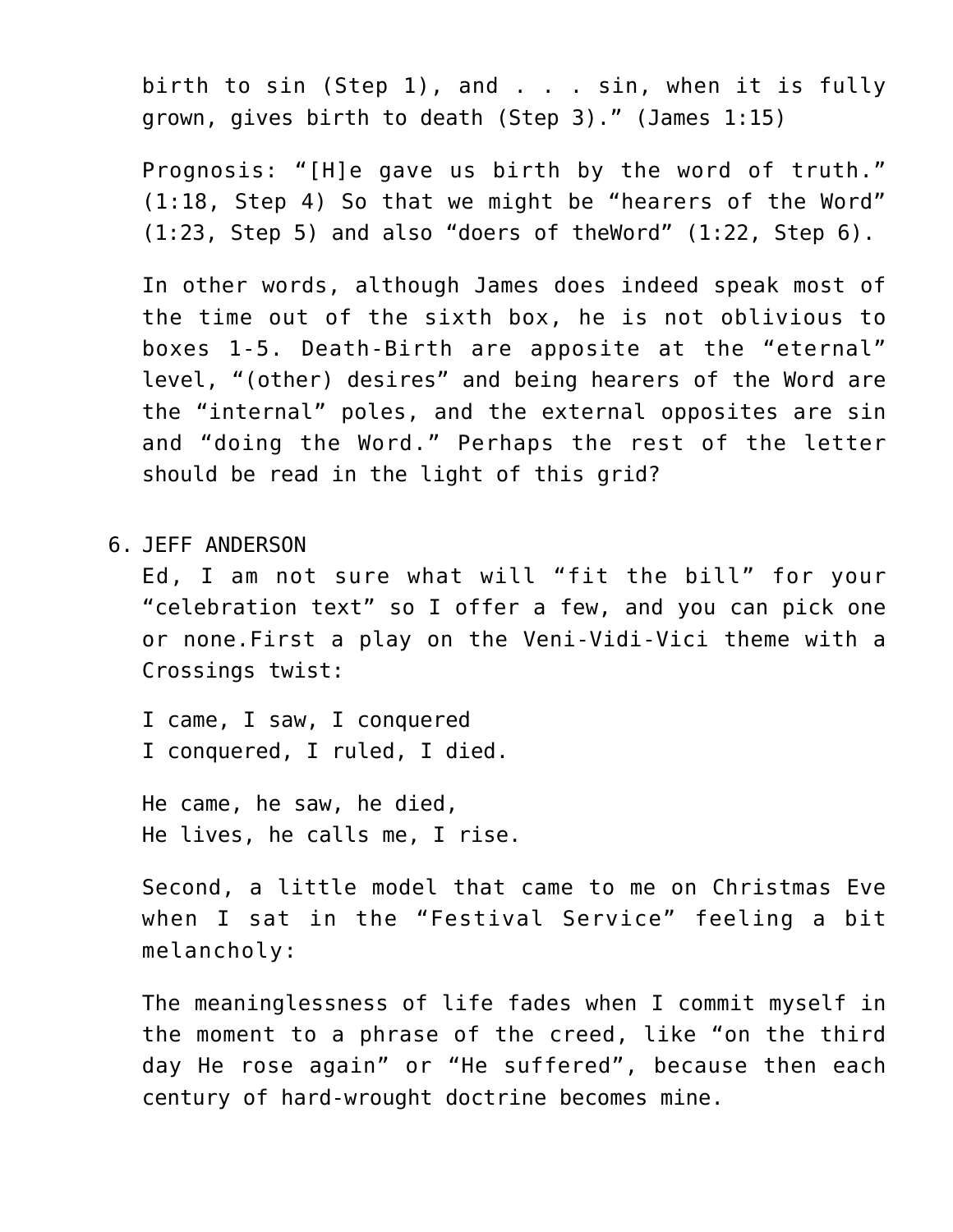birth to sin (Step 1), and . . . sin, when it is fully grown, gives birth to death (Step 3).” (James 1:15)

Prognosis: “[H]e gave us birth by the word of truth.” (1:18, Step 4) So that we might be “hearers of the Word” (1:23, Step 5) and also “doers of theWord” (1:22, Step 6).

In other words, although James does indeed speak most of the time out of the sixth box, he is not oblivious to boxes 1-5. Death-Birth are apposite at the “eternal” level, “(other) desires” and being hearers of the Word are the “internal” poles, and the external opposites are sin and “doing the Word.” Perhaps the rest of the letter should be read in the light of this grid?

6. JEFF ANDERSON
   Ed, I am not sure what will “fit the bill” for your “celebration text” so I offer a few, and you can pick one or none.First a play on the Veni-Vidi-Vici theme with a Crossings twist:

   I came, I saw, I conquered  
   I conquered, I ruled, I died.

   He came, he saw, he died,  
   He lives, he calls me, I rise.

   Second, a little model that came to me on Christmas Eve when I sat in the “Festival Service” feeling a bit melancholy:

   The meaninglessness of life fades when I commit myself in the moment to a phrase of the creed, like “on the third day He rose again” or “He suffered”, because then each century of hard-wrought doctrine becomes mine.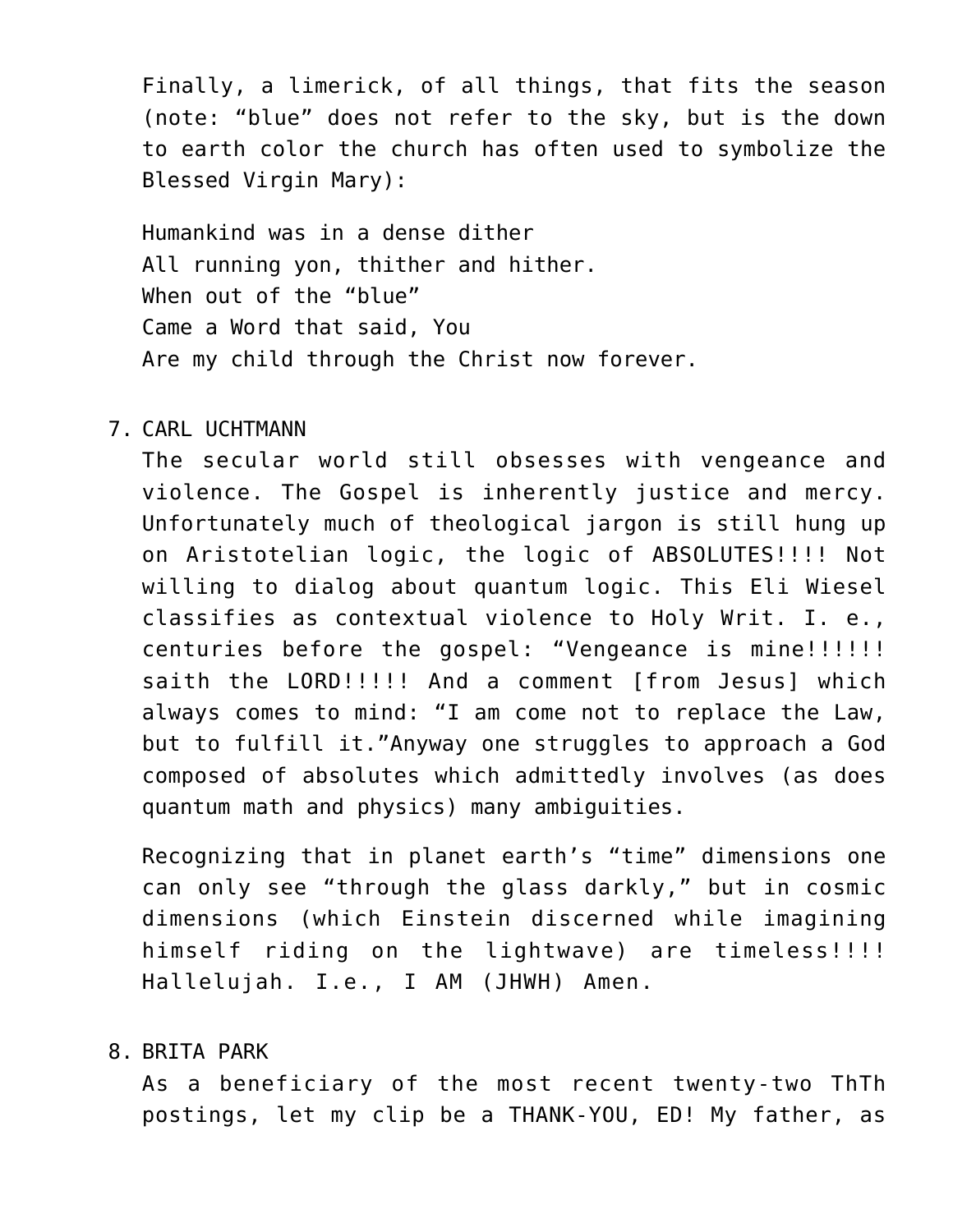Finally, a limerick, of all things, that fits the season (note: "blue" does not refer to the sky, but is the down to earth color the church has often used to symbolize the Blessed Virgin Mary):

Humankind was in a dense dither  
All running yon, thither and hither.  
When out of the "blue"  
Came a Word that said, You  
Are my child through the Christ now forever.

7. CARL UCHTMANN  
   The secular world still obsesses with vengeance and violence. The Gospel is inherently justice and mercy. Unfortunately much of theological jargon is still hung up on Aristotelian logic, the logic of ABSOLUTES!!!! Not willing to dialog about quantum logic. This Eli Wiesel classifies as contextual violence to Holy Writ. I. e., centuries before the gospel: "Vengeance is mine!!!!!! saith the LORD!!!!! And a comment [from Jesus] which always comes to mind: "I am come not to replace the Law, but to fulfill it."Anyway one struggles to approach a God composed of absolutes which admittedly involves (as does quantum math and physics) many ambiguities.

   Recognizing that in planet earth's "time" dimensions one can only see "through the glass darkly," but in cosmic dimensions (which Einstein discerned while imagining himself riding on the lightwave) are timeless!!!! Hallelujah. I.e., I AM (JHWH) Amen.

8. BRITA PARK  
   As a beneficiary of the most recent twenty-two ThTh postings, let my clip be a THANK-YOU, ED! My father, as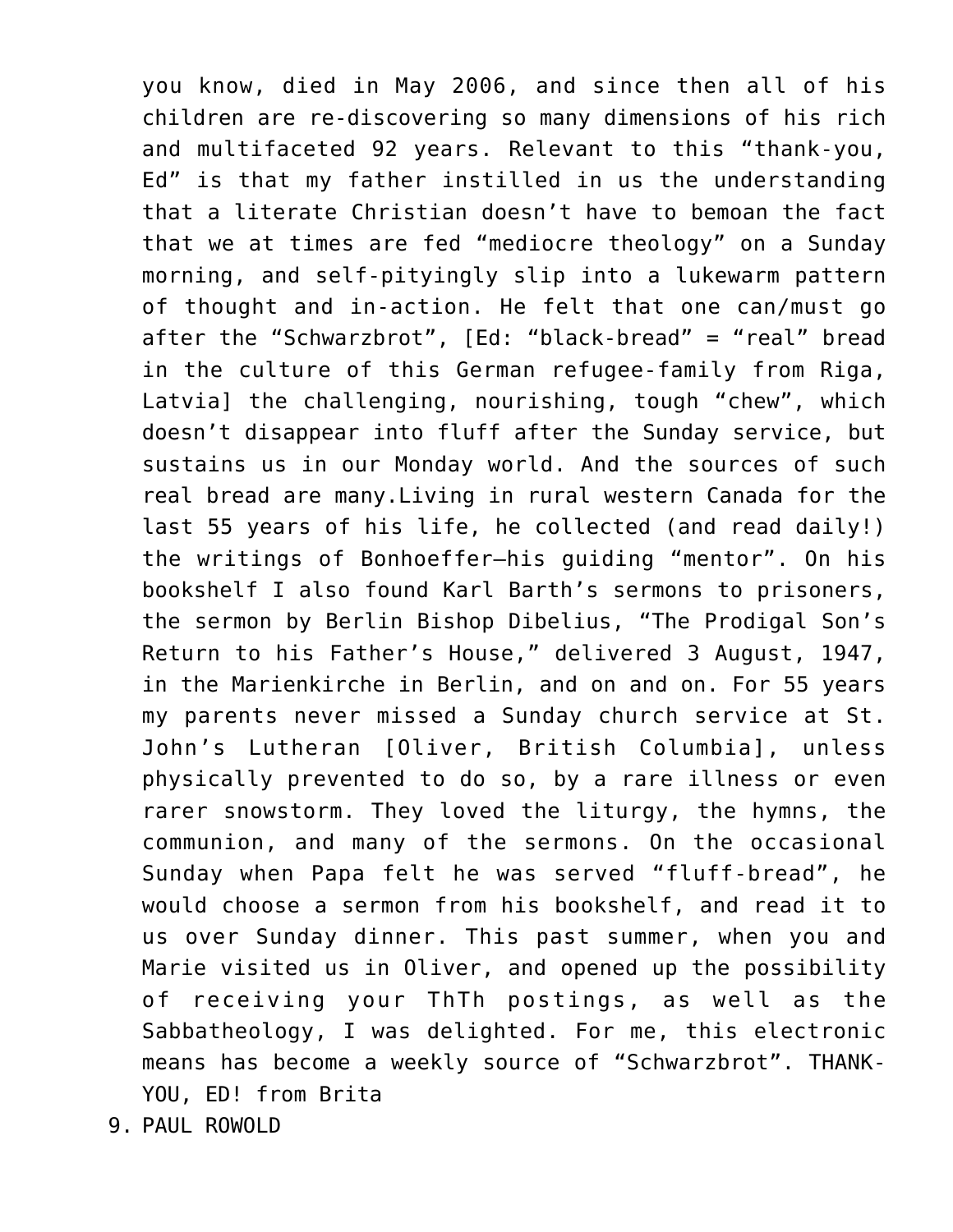you know, died in May 2006, and since then all of his children are re-discovering so many dimensions of his rich and multifaceted 92 years. Relevant to this "thank-you, Ed" is that my father instilled in us the understanding that a literate Christian doesn't have to bemoan the fact that we at times are fed "mediocre theology" on a Sunday morning, and self-pityingly slip into a lukewarm pattern of thought and in-action. He felt that one can/must go after the "Schwarzbrot", [Ed: "black-bread" = "real" bread in the culture of this German refugee-family from Riga, Latvia] the challenging, nourishing, tough "chew", which doesn't disappear into fluff after the Sunday service, but sustains us in our Monday world. And the sources of such real bread are many.Living in rural western Canada for the last 55 years of his life, he collected (and read daily!) the writings of Bonhoeffer—his guiding "mentor". On his bookshelf I also found Karl Barth's sermons to prisoners, the sermon by Berlin Bishop Dibelius, "The Prodigal Son's Return to his Father's House," delivered 3 August, 1947, in the Marienkirche in Berlin, and on and on. For 55 years my parents never missed a Sunday church service at St. John's Lutheran [Oliver, British Columbia], unless physically prevented to do so, by a rare illness or even rarer snowstorm. They loved the liturgy, the hymns, the communion, and many of the sermons. On the occasional Sunday when Papa felt he was served "fluff-bread", he would choose a sermon from his bookshelf, and read it to us over Sunday dinner. This past summer, when you and Marie visited us in Oliver, and opened up the possibility of receiving your ThTh postings, as well as the Sabbatheology, I was delighted. For me, this electronic means has become a weekly source of "Schwarzbrot". THANK-YOU, ED! from Brita

9. PAUL ROWOLD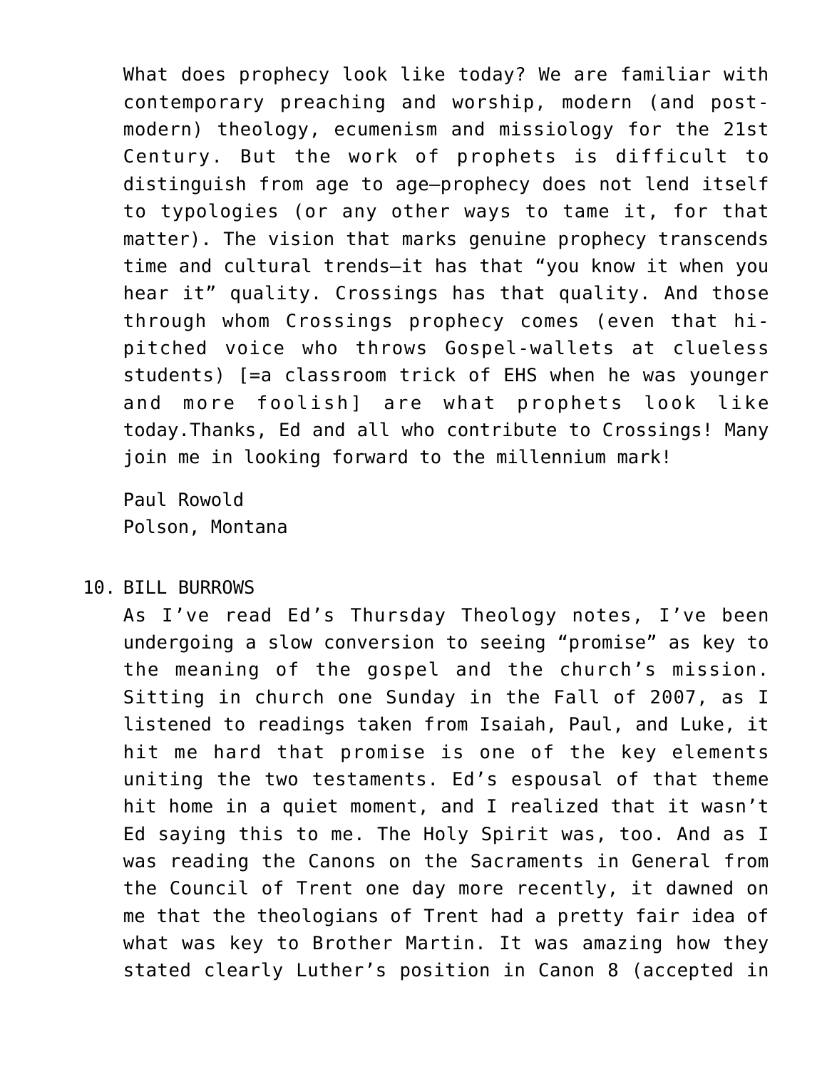What does prophecy look like today? We are familiar with contemporary preaching and worship, modern (and post-modern) theology, ecumenism and missiology for the 21st Century. But the work of prophets is difficult to distinguish from age to age—prophecy does not lend itself to typologies (or any other ways to tame it, for that matter). The vision that marks genuine prophecy transcends time and cultural trends—it has that "you know it when you hear it" quality. Crossings has that quality. And those through whom Crossings prophecy comes (even that hi-pitched voice who throws Gospel-wallets at clueless students) [=a classroom trick of EHS when he was younger and more foolish] are what prophets look like today.Thanks, Ed and all who contribute to Crossings! Many join me in looking forward to the millennium mark!

Paul Rowold
Polson, Montana

10. BILL BURROWS
As I've read Ed's Thursday Theology notes, I've been undergoing a slow conversion to seeing "promise" as key to the meaning of the gospel and the church's mission. Sitting in church one Sunday in the Fall of 2007, as I listened to readings taken from Isaiah, Paul, and Luke, it hit me hard that promise is one of the key elements uniting the two testaments. Ed's espousal of that theme hit home in a quiet moment, and I realized that it wasn't Ed saying this to me. The Holy Spirit was, too. And as I was reading the Canons on the Sacraments in General from the Council of Trent one day more recently, it dawned on me that the theologians of Trent had a pretty fair idea of what was key to Brother Martin. It was amazing how they stated clearly Luther's position in Canon 8 (accepted in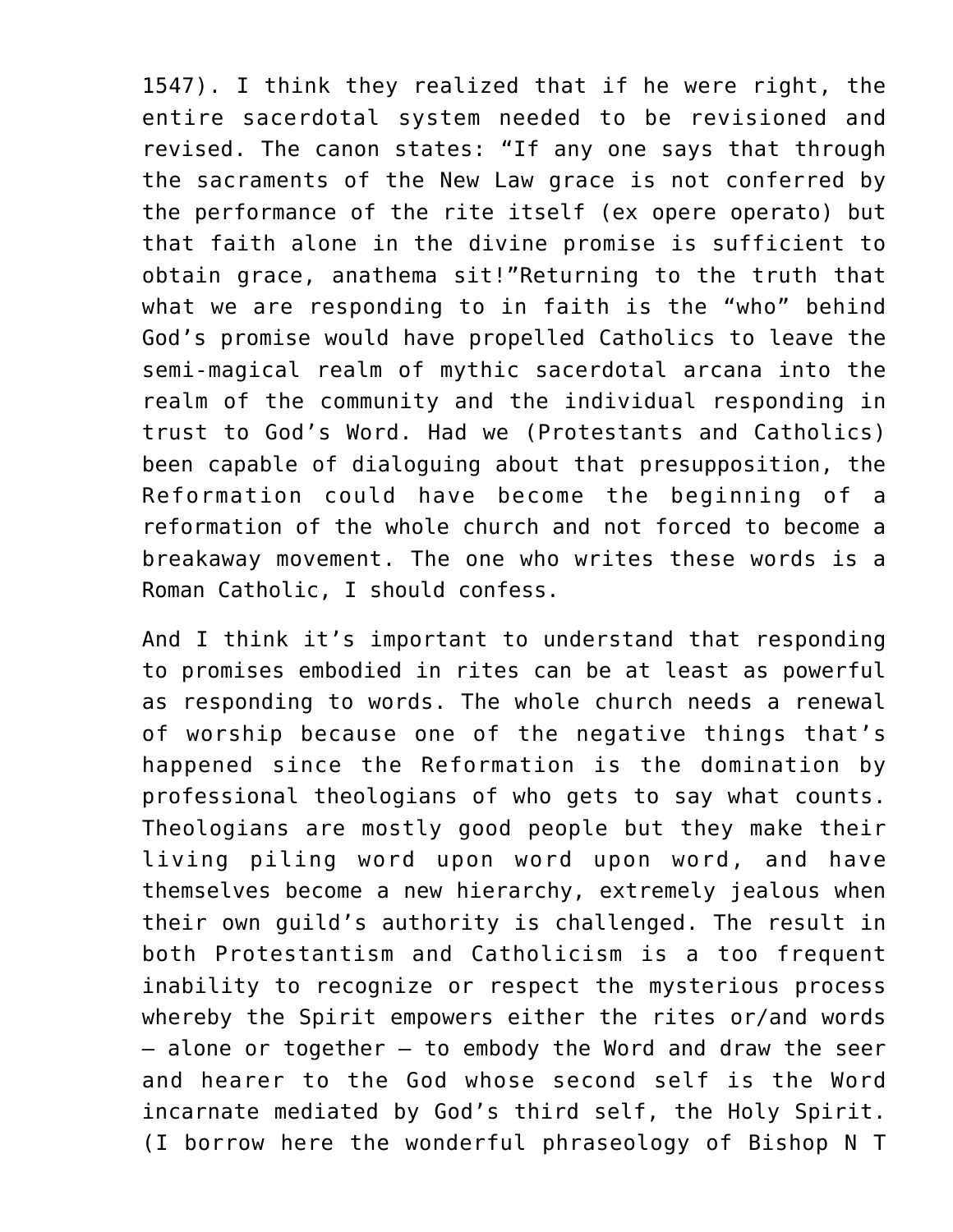1547). I think they realized that if he were right, the entire sacerdotal system needed to be revisioned and revised. The canon states: "If any one says that through the sacraments of the New Law grace is not conferred by the performance of the rite itself (ex opere operato) but that faith alone in the divine promise is sufficient to obtain grace, anathema sit!"Returning to the truth that what we are responding to in faith is the "who" behind God's promise would have propelled Catholics to leave the semi-magical realm of mythic sacerdotal arcana into the realm of the community and the individual responding in trust to God's Word. Had we (Protestants and Catholics) been capable of dialoguing about that presupposition, the Reformation could have become the beginning of a reformation of the whole church and not forced to become a breakaway movement. The one who writes these words is a Roman Catholic, I should confess.

And I think it's important to understand that responding to promises embodied in rites can be at least as powerful as responding to words. The whole church needs a renewal of worship because one of the negative things that's happened since the Reformation is the domination by professional theologians of who gets to say what counts. Theologians are mostly good people but they make their living piling word upon word upon word, and have themselves become a new hierarchy, extremely jealous when their own guild's authority is challenged. The result in both Protestantism and Catholicism is a too frequent inability to recognize or respect the mysterious process whereby the Spirit empowers either the rites or/and words – alone or together – to embody the Word and draw the seer and hearer to the God whose second self is the Word incarnate mediated by God's third self, the Holy Spirit. (I borrow here the wonderful phraseology of Bishop N T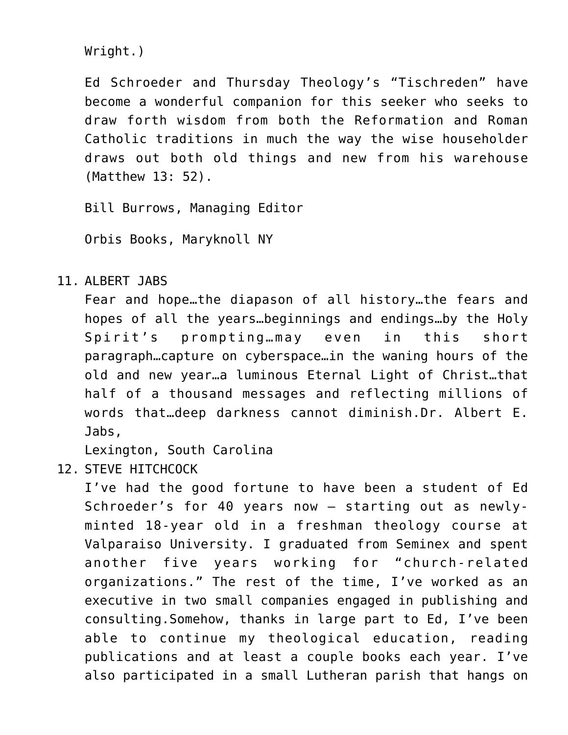Wright.)

Ed Schroeder and Thursday Theology's "Tischreden" have become a wonderful companion for this seeker who seeks to draw forth wisdom from both the Reformation and Roman Catholic traditions in much the way the wise householder draws out both old things and new from his warehouse (Matthew 13: 52).

Bill Burrows, Managing Editor

Orbis Books, Maryknoll NY

11. ALBERT JABS
    Fear and hope…the diapason of all history…the fears and hopes of all the years…beginnings and endings…by the Holy Spirit's prompting…may even in this short paragraph…capture on cyberspace…in the waning hours of the old and new year…a luminous Eternal Light of Christ…that half of a thousand messages and reflecting millions of words that…deep darkness cannot diminish.Dr. Albert E. Jabs,
    Lexington, South Carolina
12. STEVE HITCHCOCK
    I've had the good fortune to have been a student of Ed Schroeder's for 40 years now – starting out as newly-minted 18-year old in a freshman theology course at Valparaiso University. I graduated from Seminex and spent another five years working for "church-related organizations." The rest of the time, I've worked as an executive in two small companies engaged in publishing and consulting.Somehow, thanks in large part to Ed, I've been able to continue my theological education, reading publications and at least a couple books each year. I've also participated in a small Lutheran parish that hangs on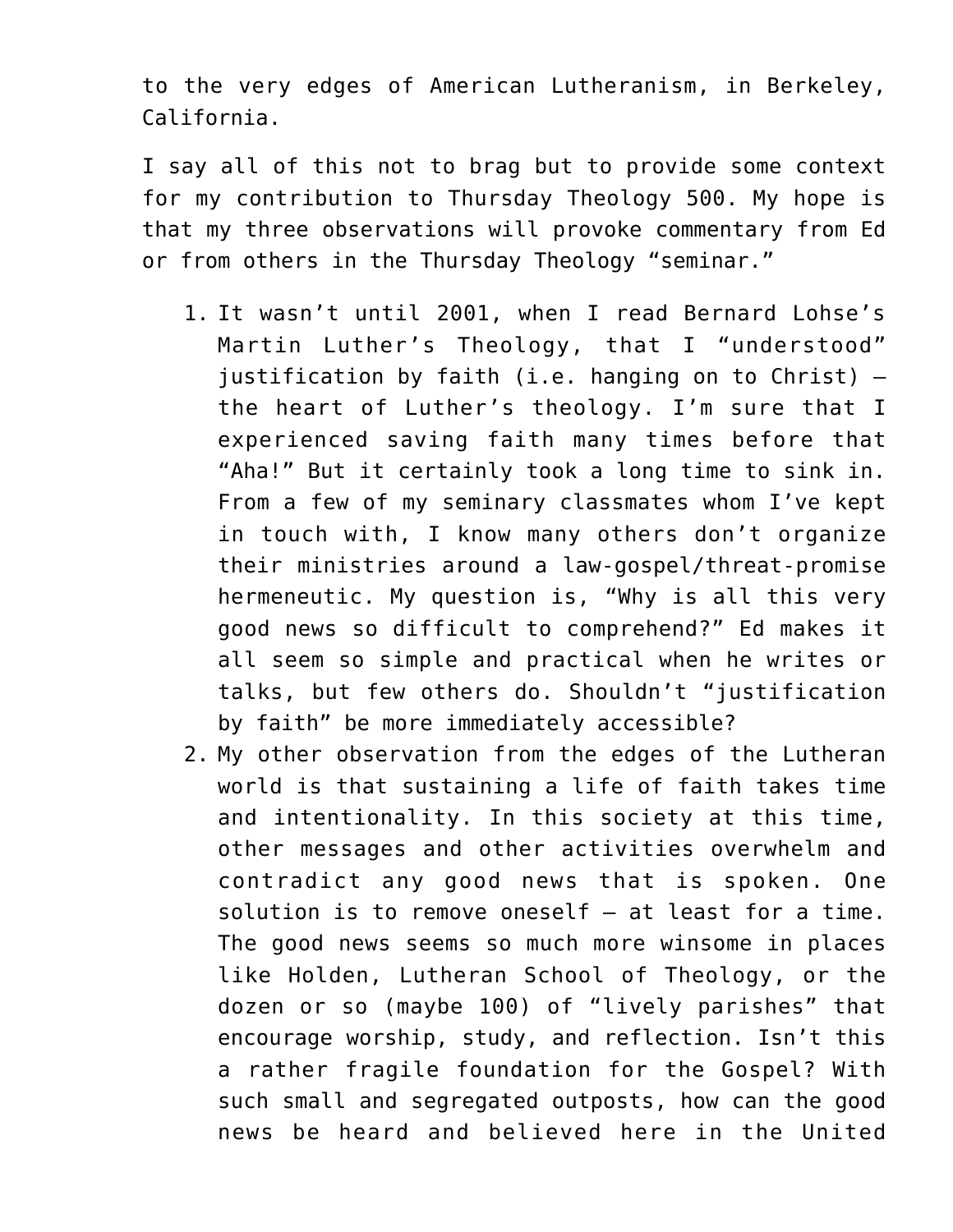to the very edges of American Lutheranism, in Berkeley, California.

I say all of this not to brag but to provide some context for my contribution to Thursday Theology 500. My hope is that my three observations will provoke commentary from Ed or from others in the Thursday Theology "seminar."

1. It wasn't until 2001, when I read Bernard Lohse's Martin Luther's Theology, that I "understood" justification by faith (i.e. hanging on to Christ) – the heart of Luther's theology. I'm sure that I experienced saving faith many times before that "Aha!" But it certainly took a long time to sink in. From a few of my seminary classmates whom I've kept in touch with, I know many others don't organize their ministries around a law-gospel/threat-promise hermeneutic. My question is, "Why is all this very good news so difficult to comprehend?" Ed makes it all seem so simple and practical when he writes or talks, but few others do. Shouldn't "justification by faith" be more immediately accessible?
2. My other observation from the edges of the Lutheran world is that sustaining a life of faith takes time and intentionality. In this society at this time, other messages and other activities overwhelm and contradict any good news that is spoken. One solution is to remove oneself – at least for a time. The good news seems so much more winsome in places like Holden, Lutheran School of Theology, or the dozen or so (maybe 100) of "lively parishes" that encourage worship, study, and reflection. Isn't this a rather fragile foundation for the Gospel? With such small and segregated outposts, how can the good news be heard and believed here in the United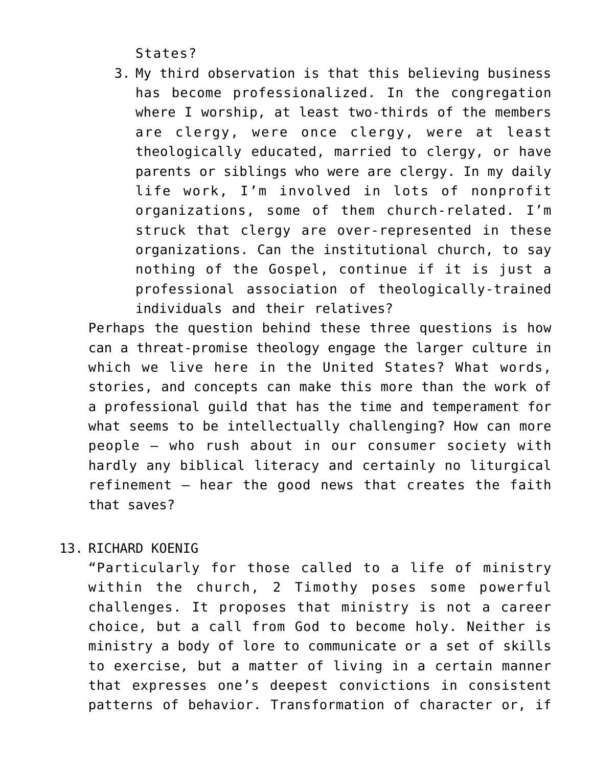States?

3. My third observation is that this believing business has become professionalized. In the congregation where I worship, at least two-thirds of the members are clergy, were once clergy, were at least theologically educated, married to clergy, or have parents or siblings who were are clergy. In my daily life work, I'm involved in lots of nonprofit organizations, some of them church-related. I'm struck that clergy are over-represented in these organizations. Can the institutional church, to say nothing of the Gospel, continue if it is just a professional association of theologically-trained individuals and their relatives?

Perhaps the question behind these three questions is how can a threat-promise theology engage the larger culture in which we live here in the United States? What words, stories, and concepts can make this more than the work of a professional guild that has the time and temperament for what seems to be intellectually challenging? How can more people — who rush about in our consumer society with hardly any biblical literacy and certainly no liturgical refinement — hear the good news that creates the faith that saves?

13. RICHARD KOENIG

"Particularly for those called to a life of ministry within the church, 2 Timothy poses some powerful challenges. It proposes that ministry is not a career choice, but a call from God to become holy. Neither is ministry a body of lore to communicate or a set of skills to exercise, but a matter of living in a certain manner that expresses one's deepest convictions in consistent patterns of behavior. Transformation of character or, if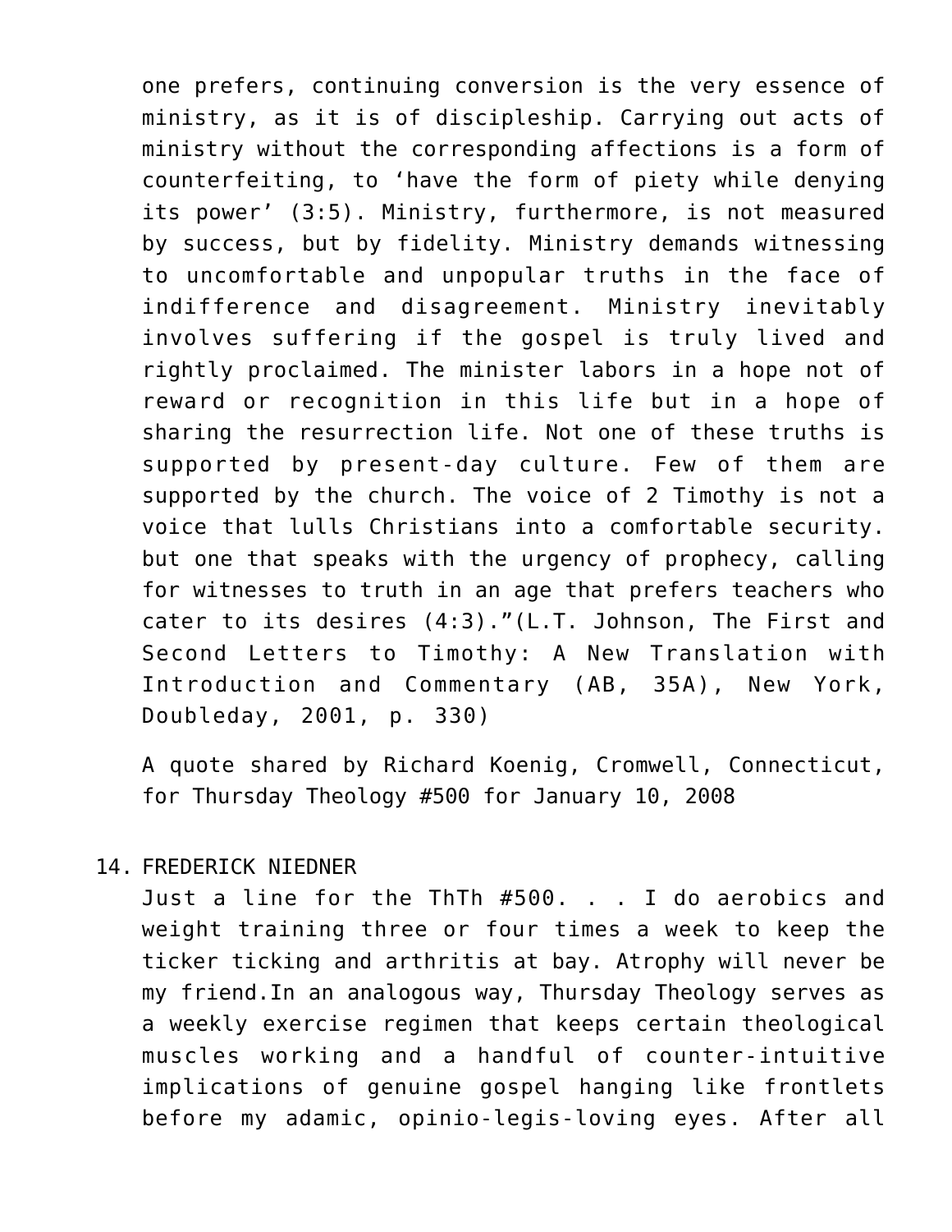one prefers, continuing conversion is the very essence of ministry, as it is of discipleship. Carrying out acts of ministry without the corresponding affections is a form of counterfeiting, to 'have the form of piety while denying its power' (3:5). Ministry, furthermore, is not measured by success, but by fidelity. Ministry demands witnessing to uncomfortable and unpopular truths in the face of indifference and disagreement. Ministry inevitably involves suffering if the gospel is truly lived and rightly proclaimed. The minister labors in a hope not of reward or recognition in this life but in a hope of sharing the resurrection life. Not one of these truths is supported by present-day culture. Few of them are supported by the church. The voice of 2 Timothy is not a voice that lulls Christians into a comfortable security. but one that speaks with the urgency of prophecy, calling for witnesses to truth in an age that prefers teachers who cater to its desires (4:3)."(L.T. Johnson, The First and Second Letters to Timothy: A New Translation with Introduction and Commentary (AB, 35A), New York, Doubleday, 2001, p. 330)

A quote shared by Richard Koenig, Cromwell, Connecticut, for Thursday Theology #500 for January 10, 2008

14. FREDERICK NIEDNER
    Just a line for the ThTh #500. . . I do aerobics and weight training three or four times a week to keep the ticker ticking and arthritis at bay. Atrophy will never be my friend.In an analogous way, Thursday Theology serves as a weekly exercise regimen that keeps certain theological muscles working and a handful of counter-intuitive implications of genuine gospel hanging like frontlets before my adamic, opinio-legis-loving eyes. After all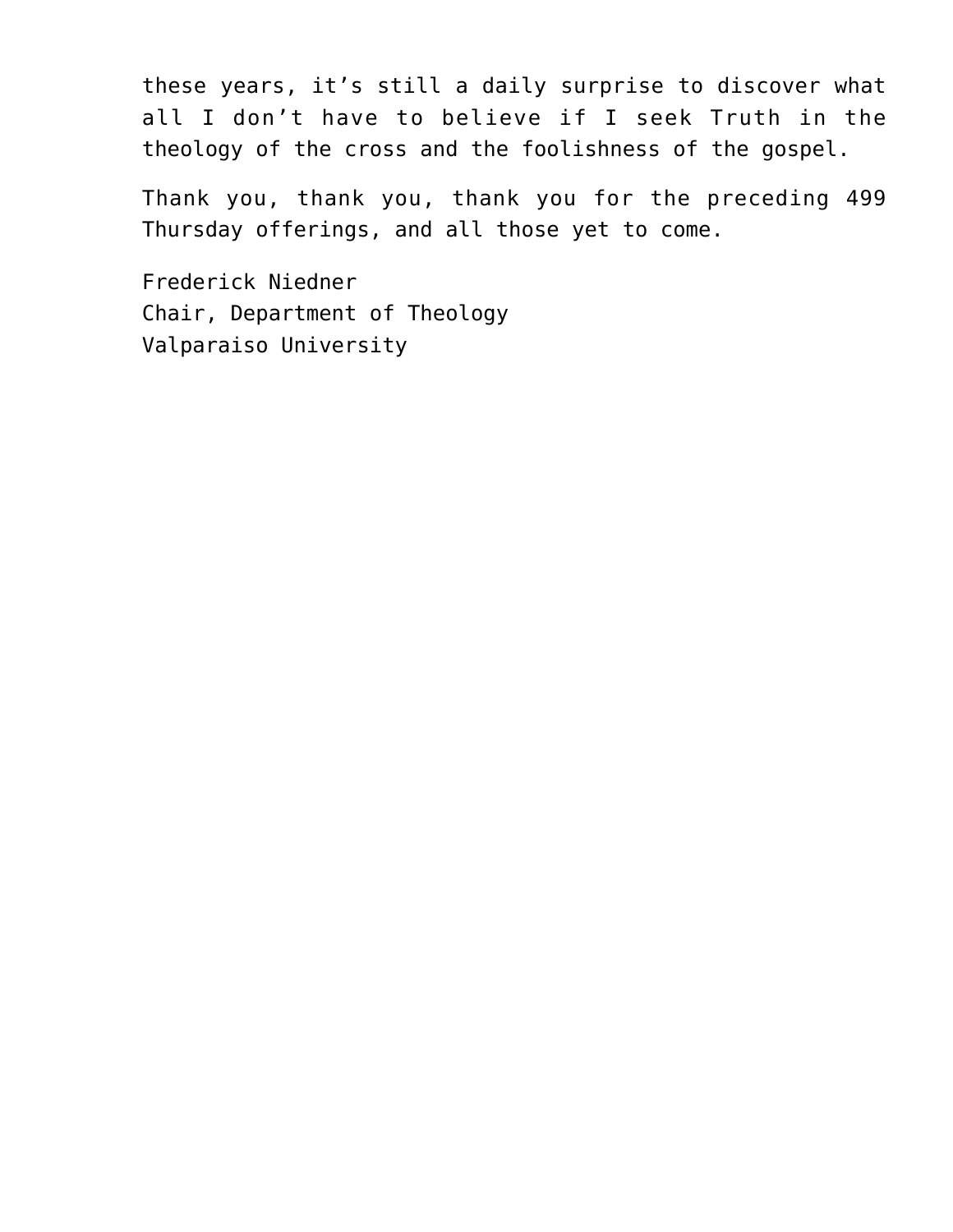these years, it's still a daily surprise to discover what all I don't have to believe if I seek Truth in the theology of the cross and the foolishness of the gospel.

Thank you, thank you, thank you for the preceding 499 Thursday offerings, and all those yet to come.

Frederick Niedner
Chair, Department of Theology
Valparaiso University